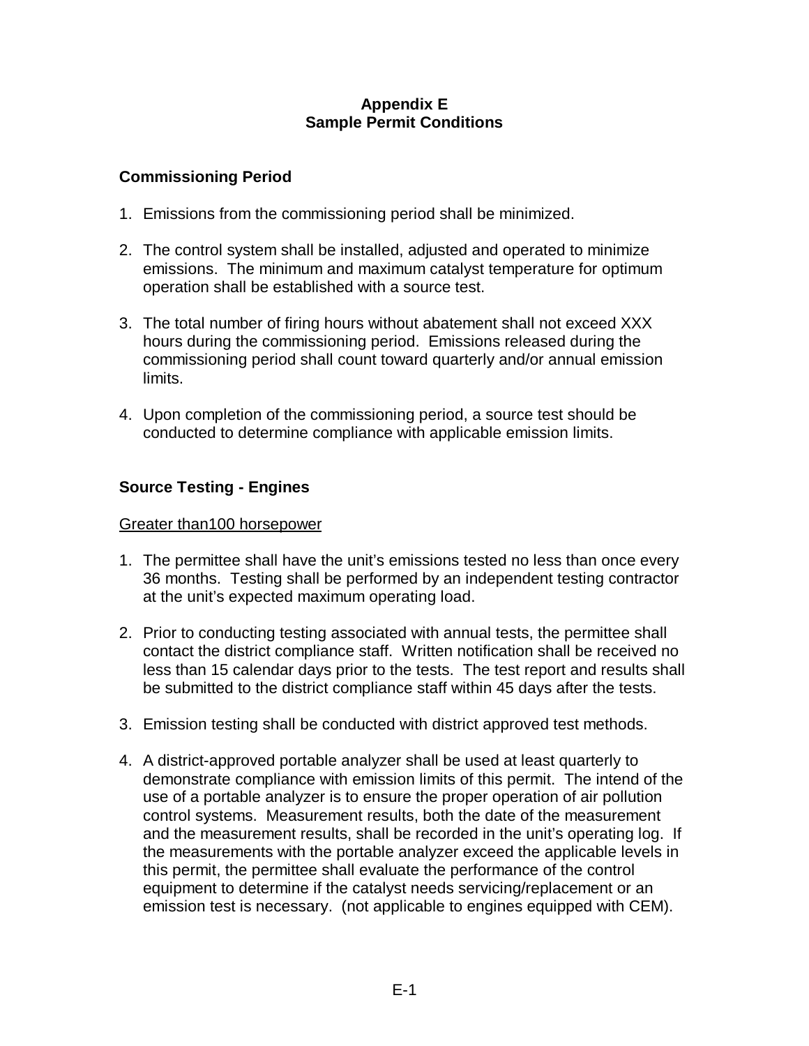# Appendix E
# Sample Permit Conditions

## Commissioning Period

1. Emissions from the commissioning period shall be minimized.

2. The control system shall be installed, adjusted and operated to minimize emissions. The minimum and maximum catalyst temperature for optimum operation shall be established with a source test.

3. The total number of firing hours without abatement shall not exceed XXX hours during the commissioning period. Emissions released during the commissioning period shall count toward quarterly and/or annual emission limits.

4. Upon completion of the commissioning period, a source test should be conducted to determine compliance with applicable emission limits.

## Source Testing - Engines

<u>Greater than100 horsepower</u>

1. The permittee shall have the unit's emissions tested no less than once every 36 months. Testing shall be performed by an independent testing contractor at the unit's expected maximum operating load.

2. Prior to conducting testing associated with annual tests, the permittee shall contact the district compliance staff. Written notification shall be received no less than 15 calendar days prior to the tests. The test report and results shall be submitted to the district compliance staff within 45 days after the tests.

3. Emission testing shall be conducted with district approved test methods.

4. A district-approved portable analyzer shall be used at least quarterly to demonstrate compliance with emission limits of this permit. The intend of the use of a portable analyzer is to ensure the proper operation of air pollution control systems. Measurement results, both the date of the measurement and the measurement results, shall be recorded in the unit's operating log. If the measurements with the portable analyzer exceed the applicable levels in this permit, the permittee shall evaluate the performance of the control equipment to determine if the catalyst needs servicing/replacement or an emission test is necessary. (not applicable to engines equipped with CEM).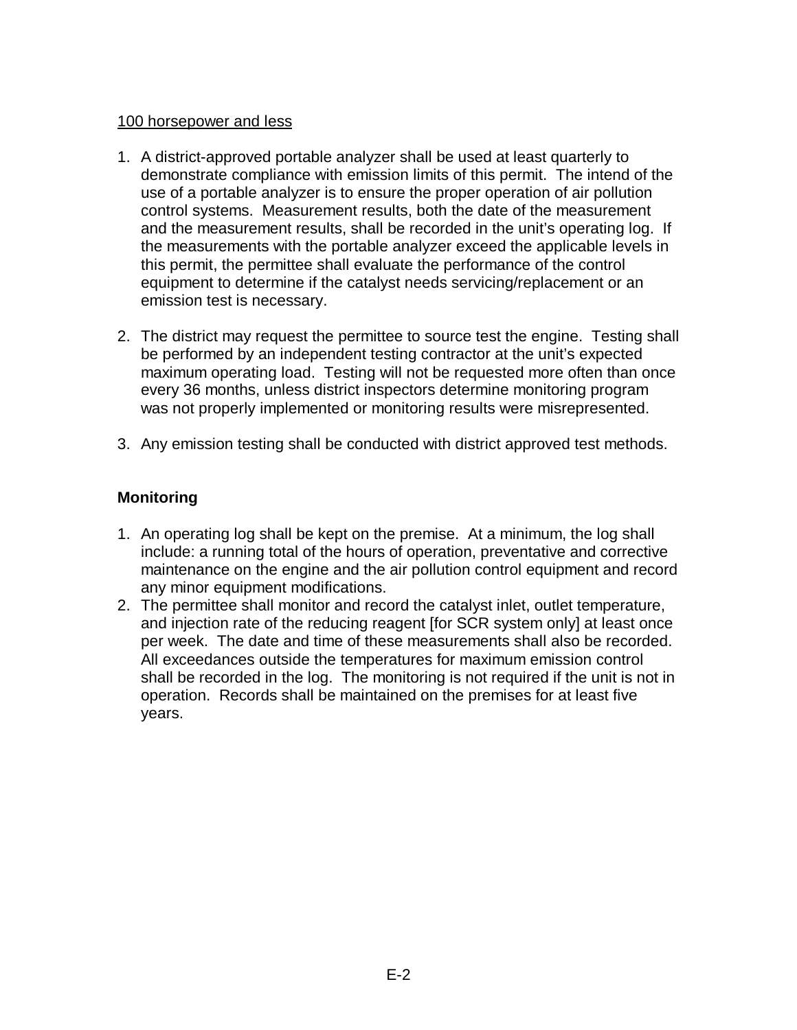<u>100 horsepower and less</u>

1. A district-approved portable analyzer shall be used at least quarterly to demonstrate compliance with emission limits of this permit. The intend of the use of a portable analyzer is to ensure the proper operation of air pollution control systems. Measurement results, both the date of the measurement and the measurement results, shall be recorded in the unit's operating log. If the measurements with the portable analyzer exceed the applicable levels in this permit, the permittee shall evaluate the performance of the control equipment to determine if the catalyst needs servicing/replacement or an emission test is necessary.

2. The district may request the permittee to source test the engine. Testing shall be performed by an independent testing contractor at the unit's expected maximum operating load. Testing will not be requested more often than once every 36 months, unless district inspectors determine monitoring program was not properly implemented or monitoring results were misrepresented.

3. Any emission testing shall be conducted with district approved test methods.

**Monitoring**

1. An operating log shall be kept on the premise. At a minimum, the log shall include: a running total of the hours of operation, preventative and corrective maintenance on the engine and the air pollution control equipment and record any minor equipment modifications.
2. The permittee shall monitor and record the catalyst inlet, outlet temperature, and injection rate of the reducing reagent [for SCR system only] at least once per week. The date and time of these measurements shall also be recorded. All exceedances outside the temperatures for maximum emission control shall be recorded in the log. The monitoring is not required if the unit is not in operation. Records shall be maintained on the premises for at least five years.